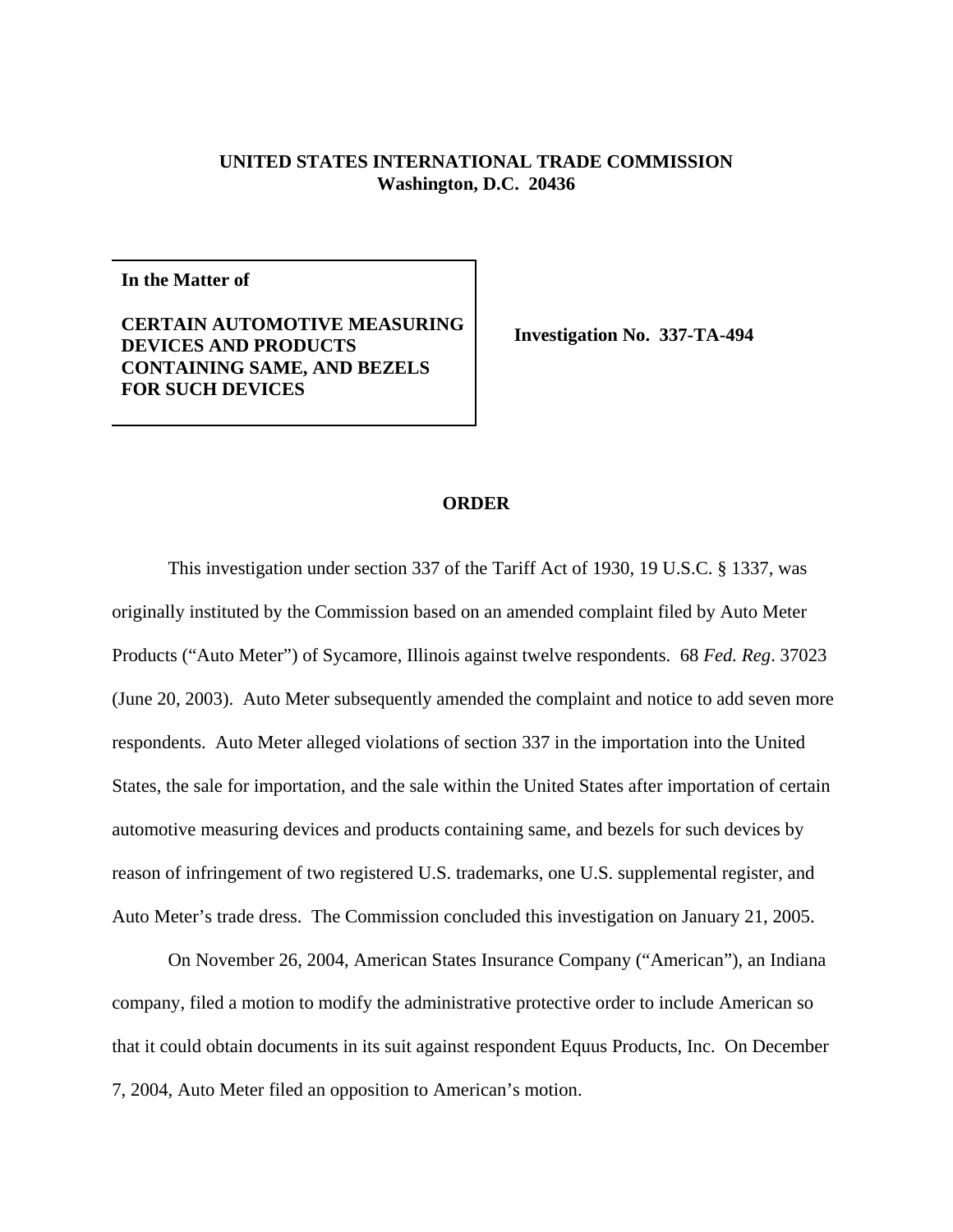**UNITED STATES INTERNATIONAL TRADE COMMISSION**
**Washington, D.C. 20436**

| | |
|---|---|
| **In the Matter of**<br><br>**CERTAIN AUTOMOTIVE MEASURING DEVICES AND PRODUCTS CONTAINING SAME, AND BEZELS FOR SUCH DEVICES** | **Investigation No. 337-TA-494** |

## ORDER

This investigation under section 337 of the Tariff Act of 1930, 19 U.S.C. § 1337, was originally instituted by the Commission based on an amended complaint filed by Auto Meter Products ("Auto Meter") of Sycamore, Illinois against twelve respondents. 68 *Fed. Reg*. 37023 (June 20, 2003). Auto Meter subsequently amended the complaint and notice to add seven more respondents. Auto Meter alleged violations of section 337 in the importation into the United States, the sale for importation, and the sale within the United States after importation of certain automotive measuring devices and products containing same, and bezels for such devices by reason of infringement of two registered U.S. trademarks, one U.S. supplemental register, and Auto Meter's trade dress. The Commission concluded this investigation on January 21, 2005.

On November 26, 2004, American States Insurance Company ("American"), an Indiana company, filed a motion to modify the administrative protective order to include American so that it could obtain documents in its suit against respondent Equus Products, Inc. On December 7, 2004, Auto Meter filed an opposition to American's motion.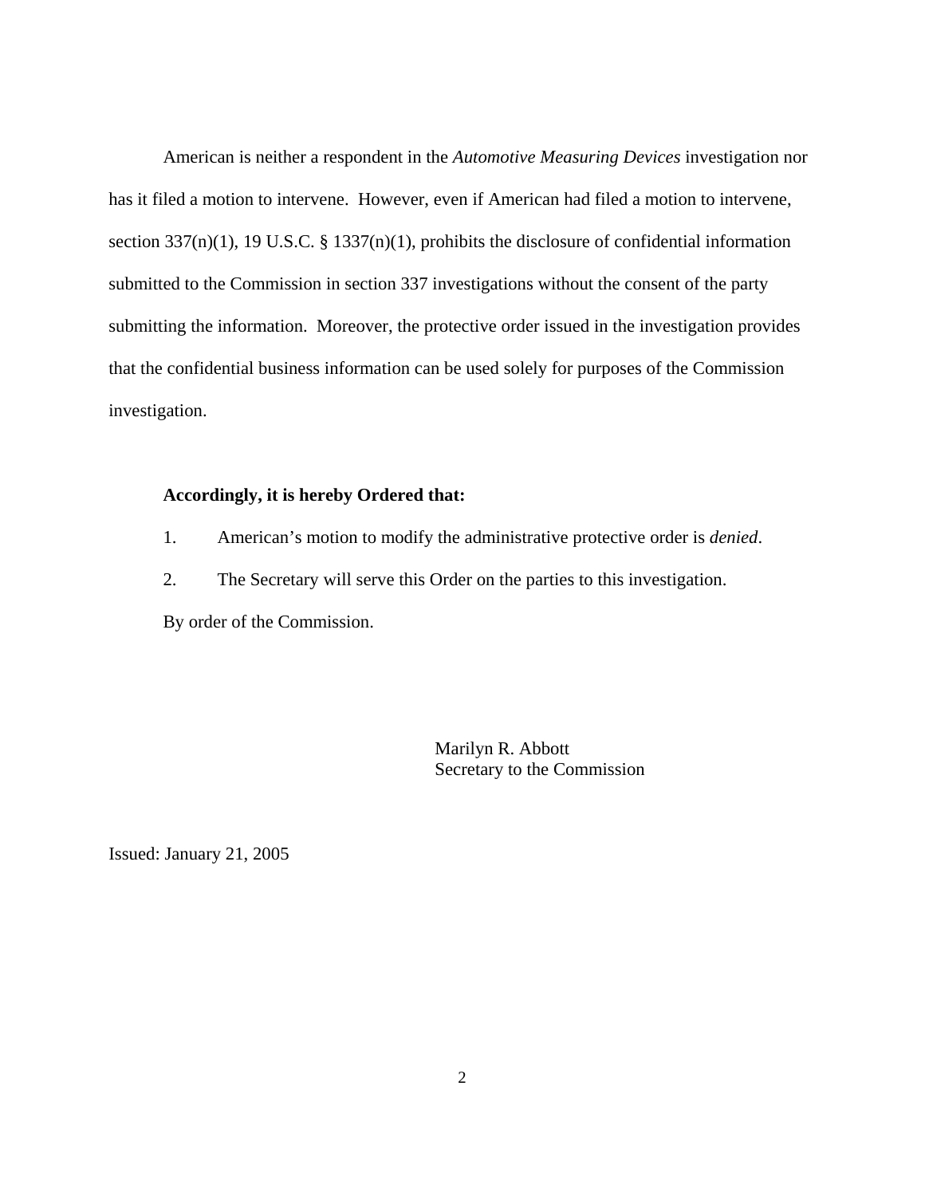American is neither a respondent in the *Automotive Measuring Devices* investigation nor has it filed a motion to intervene. However, even if American had filed a motion to intervene, section 337(n)(1), 19 U.S.C. § 1337(n)(1), prohibits the disclosure of confidential information submitted to the Commission in section 337 investigations without the consent of the party submitting the information. Moreover, the protective order issued in the investigation provides that the confidential business information can be used solely for purposes of the Commission investigation.

**Accordingly, it is hereby Ordered that:**

1. American's motion to modify the administrative protective order is *denied*.
2. The Secretary will serve this Order on the parties to this investigation.

By order of the Commission.

Marilyn R. Abbott
Secretary to the Commission

Issued: January 21, 2005